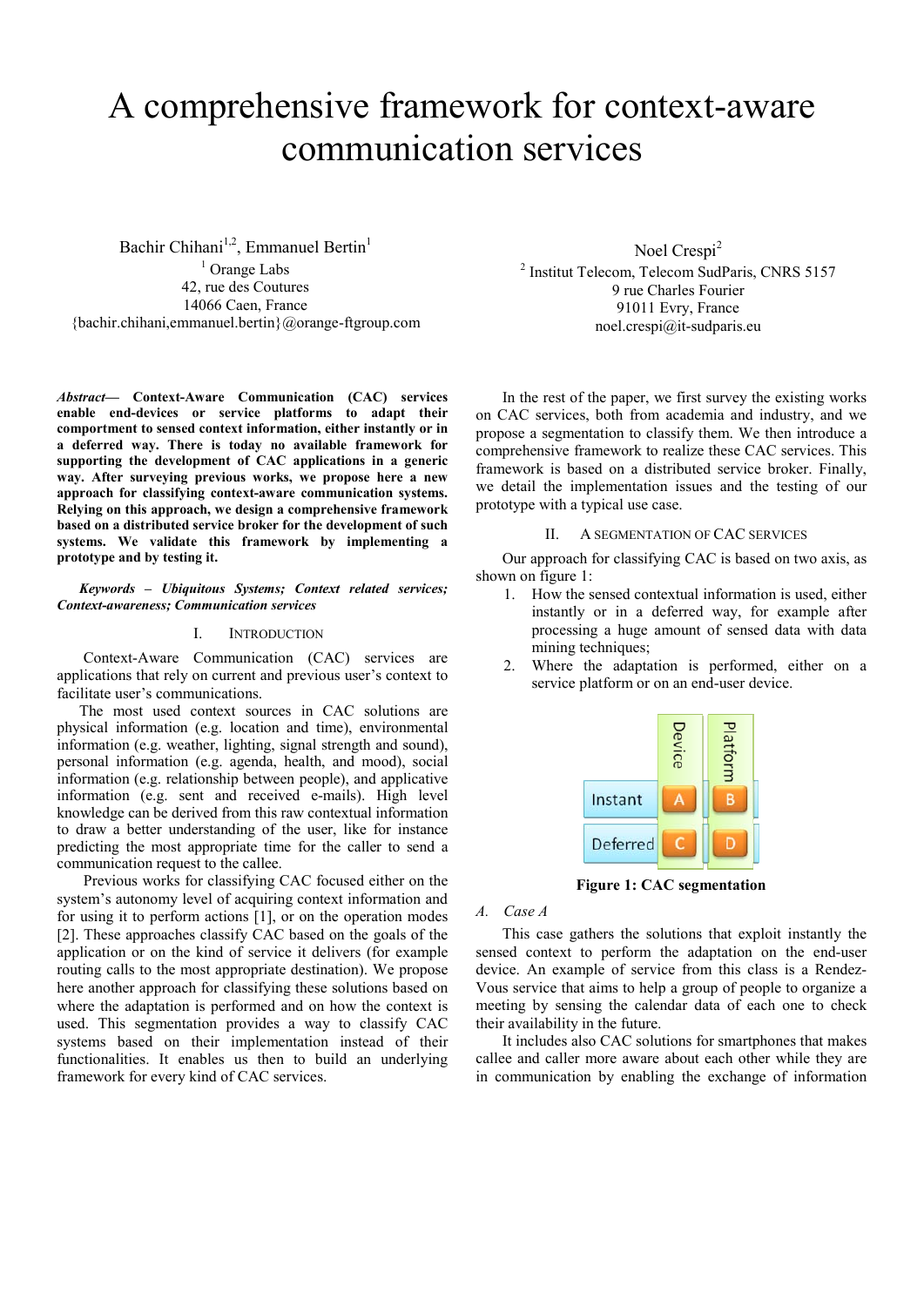# A comprehensive framework for context-aware communication services

Bachir Chihani[1,2], Emmanuel Bertin[1]
[1] Orange Labs
42, rue des Coutures
14066 Caen, France
{bachir.chihani,emmanuel.bertin}@orange-ftgroup.com

Noel Crespi[2]
[2] Institut Telecom, Telecom SudParis, CNRS 5157
9 rue Charles Fourier
91011 Evry, France
noel.crespi@it-sudparis.eu

***Abstract*— Context-Aware Communication (CAC) services enable end-devices or service platforms to adapt their comportment to sensed context information, either instantly or in a deferred way. There is today no available framework for supporting the development of CAC applications in a generic way. After surveying previous works, we propose here a new approach for classifying context-aware communication systems. Relying on this approach, we design a comprehensive framework based on a distributed service broker for the development of such systems. We validate this framework by implementing a prototype and by testing it.**

***Keywords – Ubiquitous Systems; Context related services; Context-awareness; Communication services***

## I. INTRODUCTION

Context-Aware Communication (CAC) services are applications that rely on current and previous user's context to facilitate user's communications.

The most used context sources in CAC solutions are physical information (e.g. location and time), environmental information (e.g. weather, lighting, signal strength and sound), personal information (e.g. agenda, health, and mood), social information (e.g. relationship between people), and applicative information (e.g. sent and received e-mails). High level knowledge can be derived from this raw contextual information to draw a better understanding of the user, like for instance predicting the most appropriate time for the caller to send a communication request to the callee.

Previous works for classifying CAC focused either on the system's autonomy level of acquiring context information and for using it to perform actions [1], or on the operation modes [2]. These approaches classify CAC based on the goals of the application or on the kind of service it delivers (for example routing calls to the most appropriate destination). We propose here another approach for classifying these solutions based on where the adaptation is performed and on how the context is used. This segmentation provides a way to classify CAC systems based on their implementation instead of their functionalities. It enables us then to build an underlying framework for every kind of CAC services.

In the rest of the paper, we first survey the existing works on CAC services, both from academia and industry, and we propose a segmentation to classify them. We then introduce a comprehensive framework to realize these CAC services. This framework is based on a distributed service broker. Finally, we detail the implementation issues and the testing of our prototype with a typical use case.

## II. A SEGMENTATION OF CAC SERVICES

Our approach for classifying CAC is based on two axis, as shown on figure 1:

1. How the sensed contextual information is used, either instantly or in a deferred way, for example after processing a huge amount of sensed data with data mining techniques;
2. Where the adaptation is performed, either on a service platform or on an end-user device.

Device
Platform
Instant
A
B
Deferred
C
D

**Figure 1: CAC segmentation**

### *A. Case A*

This case gathers the solutions that exploit instantly the sensed context to perform the adaptation on the end-user device. An example of service from this class is a Rendez-Vous service that aims to help a group of people to organize a meeting by sensing the calendar data of each one to check their availability in the future.

It includes also CAC solutions for smartphones that makes callee and caller more aware about each other while they are in communication by enabling the exchange of information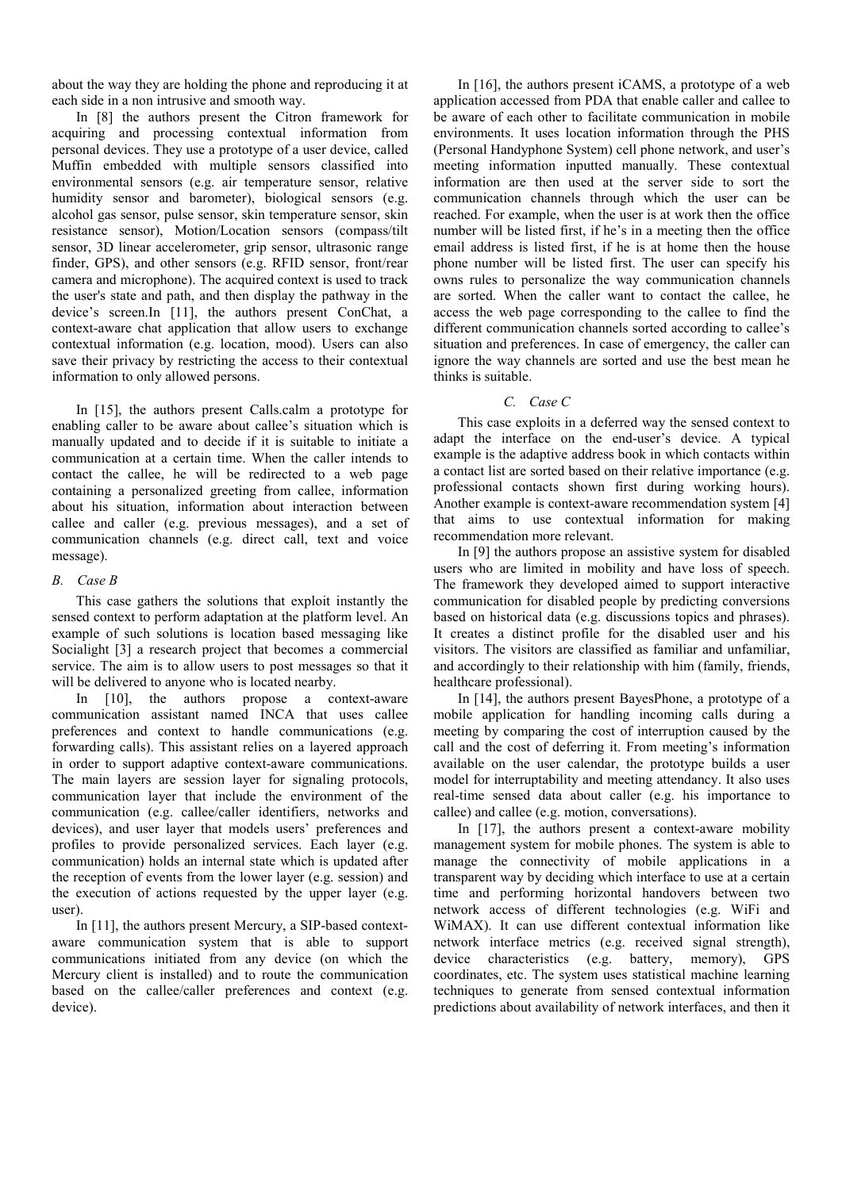about the way they are holding the phone and reproducing it at each side in a non intrusive and smooth way.

In [8] the authors present the Citron framework for acquiring and processing contextual information from personal devices. They use a prototype of a user device, called Muffin embedded with multiple sensors classified into environmental sensors (e.g. air temperature sensor, relative humidity sensor and barometer), biological sensors (e.g. alcohol gas sensor, pulse sensor, skin temperature sensor, skin resistance sensor), Motion/Location sensors (compass/tilt sensor, 3D linear accelerometer, grip sensor, ultrasonic range finder, GPS), and other sensors (e.g. RFID sensor, front/rear camera and microphone). The acquired context is used to track the user's state and path, and then display the pathway in the device's screen.In [11], the authors present ConChat, a context-aware chat application that allow users to exchange contextual information (e.g. location, mood). Users can also save their privacy by restricting the access to their contextual information to only allowed persons.

In [15], the authors present Calls.calm a prototype for enabling caller to be aware about callee's situation which is manually updated and to decide if it is suitable to initiate a communication at a certain time. When the caller intends to contact the callee, he will be redirected to a web page containing a personalized greeting from callee, information about his situation, information about interaction between callee and caller (e.g. previous messages), and a set of communication channels (e.g. direct call, text and voice message).

### *B. Case B*

This case gathers the solutions that exploit instantly the sensed context to perform adaptation at the platform level. An example of such solutions is location based messaging like Socialight [3] a research project that becomes a commercial service. The aim is to allow users to post messages so that it will be delivered to anyone who is located nearby.

In [10], the authors propose a context-aware communication assistant named INCA that uses callee preferences and context to handle communications (e.g. forwarding calls). This assistant relies on a layered approach in order to support adaptive context-aware communications. The main layers are session layer for signaling protocols, communication layer that include the environment of the communication (e.g. callee/caller identifiers, networks and devices), and user layer that models users' preferences and profiles to provide personalized services. Each layer (e.g. communication) holds an internal state which is updated after the reception of events from the lower layer (e.g. session) and the execution of actions requested by the upper layer (e.g. user).

In [11], the authors present Mercury, a SIP-based context-aware communication system that is able to support communications initiated from any device (on which the Mercury client is installed) and to route the communication based on the callee/caller preferences and context (e.g. device).

In [16], the authors present iCAMS, a prototype of a web application accessed from PDA that enable caller and callee to be aware of each other to facilitate communication in mobile environments. It uses location information through the PHS (Personal Handyphone System) cell phone network, and user's meeting information inputted manually. These contextual information are then used at the server side to sort the communication channels through which the user can be reached. For example, when the user is at work then the office number will be listed first, if he's in a meeting then the office email address is listed first, if he is at home then the house phone number will be listed first. The user can specify his owns rules to personalize the way communication channels are sorted. When the caller want to contact the callee, he access the web page corresponding to the callee to find the different communication channels sorted according to callee's situation and preferences. In case of emergency, the caller can ignore the way channels are sorted and use the best mean he thinks is suitable.

### *C. Case C*

This case exploits in a deferred way the sensed context to adapt the interface on the end-user's device. A typical example is the adaptive address book in which contacts within a contact list are sorted based on their relative importance (e.g. professional contacts shown first during working hours). Another example is context-aware recommendation system [4] that aims to use contextual information for making recommendation more relevant.

In [9] the authors propose an assistive system for disabled users who are limited in mobility and have loss of speech. The framework they developed aimed to support interactive communication for disabled people by predicting conversions based on historical data (e.g. discussions topics and phrases). It creates a distinct profile for the disabled user and his visitors. The visitors are classified as familiar and unfamiliar, and accordingly to their relationship with him (family, friends, healthcare professional).

In [14], the authors present BayesPhone, a prototype of a mobile application for handling incoming calls during a meeting by comparing the cost of interruption caused by the call and the cost of deferring it. From meeting's information available on the user calendar, the prototype builds a user model for interruptability and meeting attendancy. It also uses real-time sensed data about caller (e.g. his importance to callee) and callee (e.g. motion, conversations).

In [17], the authors present a context-aware mobility management system for mobile phones. The system is able to manage the connectivity of mobile applications in a transparent way by deciding which interface to use at a certain time and performing horizontal handovers between two network access of different technologies (e.g. WiFi and WiMAX). It can use different contextual information like network interface metrics (e.g. received signal strength), device characteristics (e.g. battery, memory), GPS coordinates, etc. The system uses statistical machine learning techniques to generate from sensed contextual information predictions about availability of network interfaces, and then it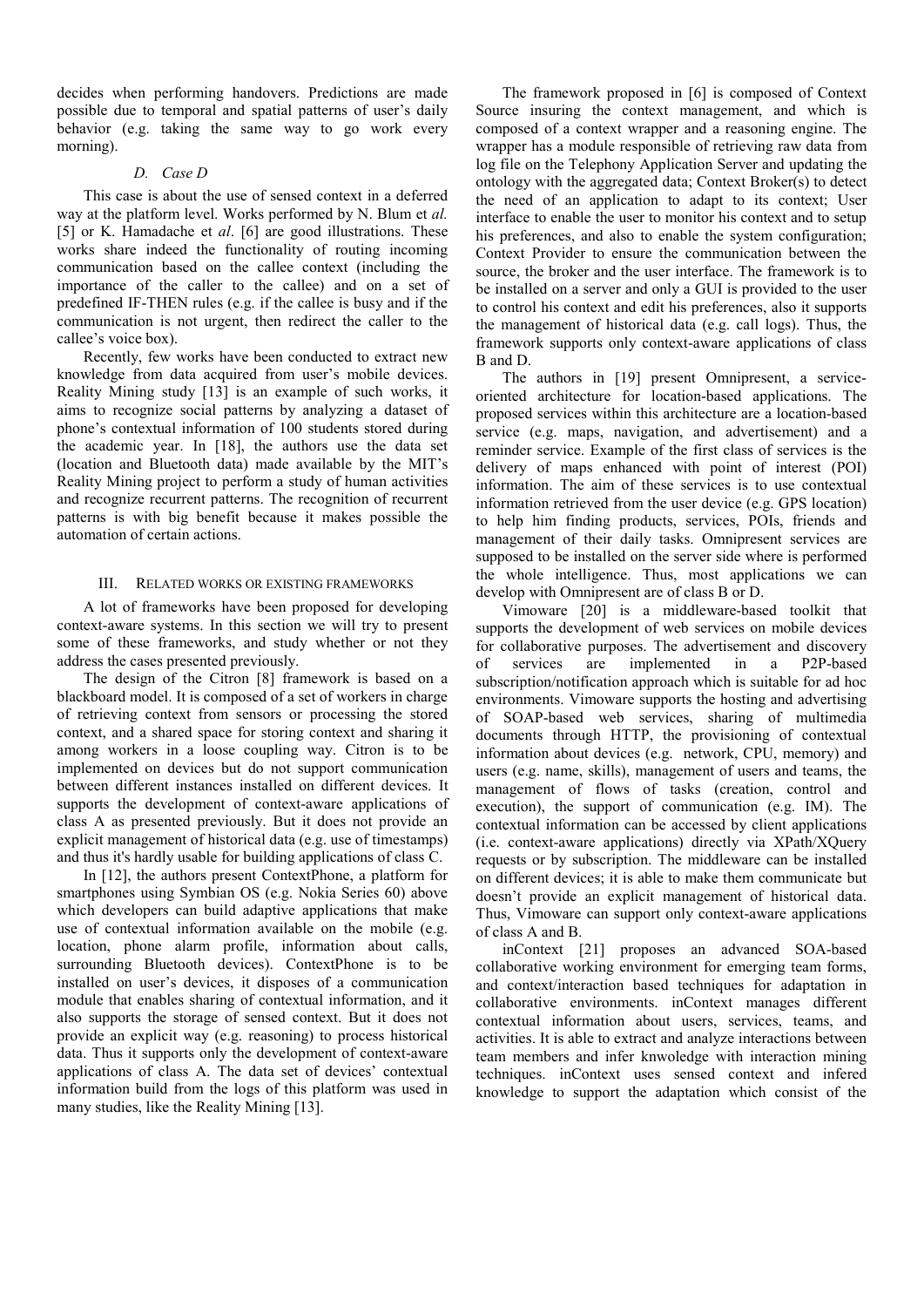decides when performing handovers. Predictions are made possible due to temporal and spatial patterns of user's daily behavior (e.g. taking the same way to go work every morning).

### *D. Case D*

This case is about the use of sensed context in a deferred way at the platform level. Works performed by N. Blum et *al.* [5] or K. Hamadache et *al*. [6] are good illustrations. These works share indeed the functionality of routing incoming communication based on the callee context (including the importance of the caller to the callee) and on a set of predefined IF-THEN rules (e.g. if the callee is busy and if the communication is not urgent, then redirect the caller to the callee's voice box).

Recently, few works have been conducted to extract new knowledge from data acquired from user's mobile devices. Reality Mining study [13] is an example of such works, it aims to recognize social patterns by analyzing a dataset of phone's contextual information of 100 students stored during the academic year. In [18], the authors use the data set (location and Bluetooth data) made available by the MIT's Reality Mining project to perform a study of human activities and recognize recurrent patterns. The recognition of recurrent patterns is with big benefit because it makes possible the automation of certain actions.

## III. Related works or existing frameworks

A lot of frameworks have been proposed for developing context-aware systems. In this section we will try to present some of these frameworks, and study whether or not they address the cases presented previously.

The design of the Citron [8] framework is based on a blackboard model. It is composed of a set of workers in charge of retrieving context from sensors or processing the stored context, and a shared space for storing context and sharing it among workers in a loose coupling way. Citron is to be implemented on devices but do not support communication between different instances installed on different devices. It supports the development of context-aware applications of class A as presented previously. But it does not provide an explicit management of historical data (e.g. use of timestamps) and thus it's hardly usable for building applications of class C.

In [12], the authors present ContextPhone, a platform for smartphones using Symbian OS (e.g. Nokia Series 60) above which developers can build adaptive applications that make use of contextual information available on the mobile (e.g. location, phone alarm profile, information about calls, surrounding Bluetooth devices). ContextPhone is to be installed on user's devices, it disposes of a communication module that enables sharing of contextual information, and it also supports the storage of sensed context. But it does not provide an explicit way (e.g. reasoning) to process historical data. Thus it supports only the development of context-aware applications of class A. The data set of devices' contextual information build from the logs of this platform was used in many studies, like the Reality Mining [13].

The framework proposed in [6] is composed of Context Source insuring the context management, and which is composed of a context wrapper and a reasoning engine. The wrapper has a module responsible of retrieving raw data from log file on the Telephony Application Server and updating the ontology with the aggregated data; Context Broker(s) to detect the need of an application to adapt to its context; User interface to enable the user to monitor his context and to setup his preferences, and also to enable the system configuration; Context Provider to ensure the communication between the source, the broker and the user interface. The framework is to be installed on a server and only a GUI is provided to the user to control his context and edit his preferences, also it supports the management of historical data (e.g. call logs). Thus, the framework supports only context-aware applications of class B and D.

The authors in [19] present Omnipresent, a service-oriented architecture for location-based applications. The proposed services within this architecture are a location-based service (e.g. maps, navigation, and advertisement) and a reminder service. Example of the first class of services is the delivery of maps enhanced with point of interest (POI) information. The aim of these services is to use contextual information retrieved from the user device (e.g. GPS location) to help him finding products, services, POIs, friends and management of their daily tasks. Omnipresent services are supposed to be installed on the server side where is performed the whole intelligence. Thus, most applications we can develop with Omnipresent are of class B or D.

Vimoware [20] is a middleware-based toolkit that supports the development of web services on mobile devices for collaborative purposes. The advertisement and discovery of services are implemented in a P2P-based subscription/notification approach which is suitable for ad hoc environments. Vimoware supports the hosting and advertising of SOAP-based web services, sharing of multimedia documents through HTTP, the provisioning of contextual information about devices (e.g. network, CPU, memory) and users (e.g. name, skills), management of users and teams, the management of flows of tasks (creation, control and execution), the support of communication (e.g. IM). The contextual information can be accessed by client applications (i.e. context-aware applications) directly via XPath/XQuery requests or by subscription. The middleware can be installed on different devices; it is able to make them communicate but doesn't provide an explicit management of historical data. Thus, Vimoware can support only context-aware applications of class A and B.

inContext [21] proposes an advanced SOA-based collaborative working environment for emerging team forms, and context/interaction based techniques for adaptation in collaborative environments. inContext manages different contextual information about users, services, teams, and activities. It is able to extract and analyze interactions between team members and infer knwoledge with interaction mining techniques. inContext uses sensed context and infered knowledge to support the adaptation which consist of the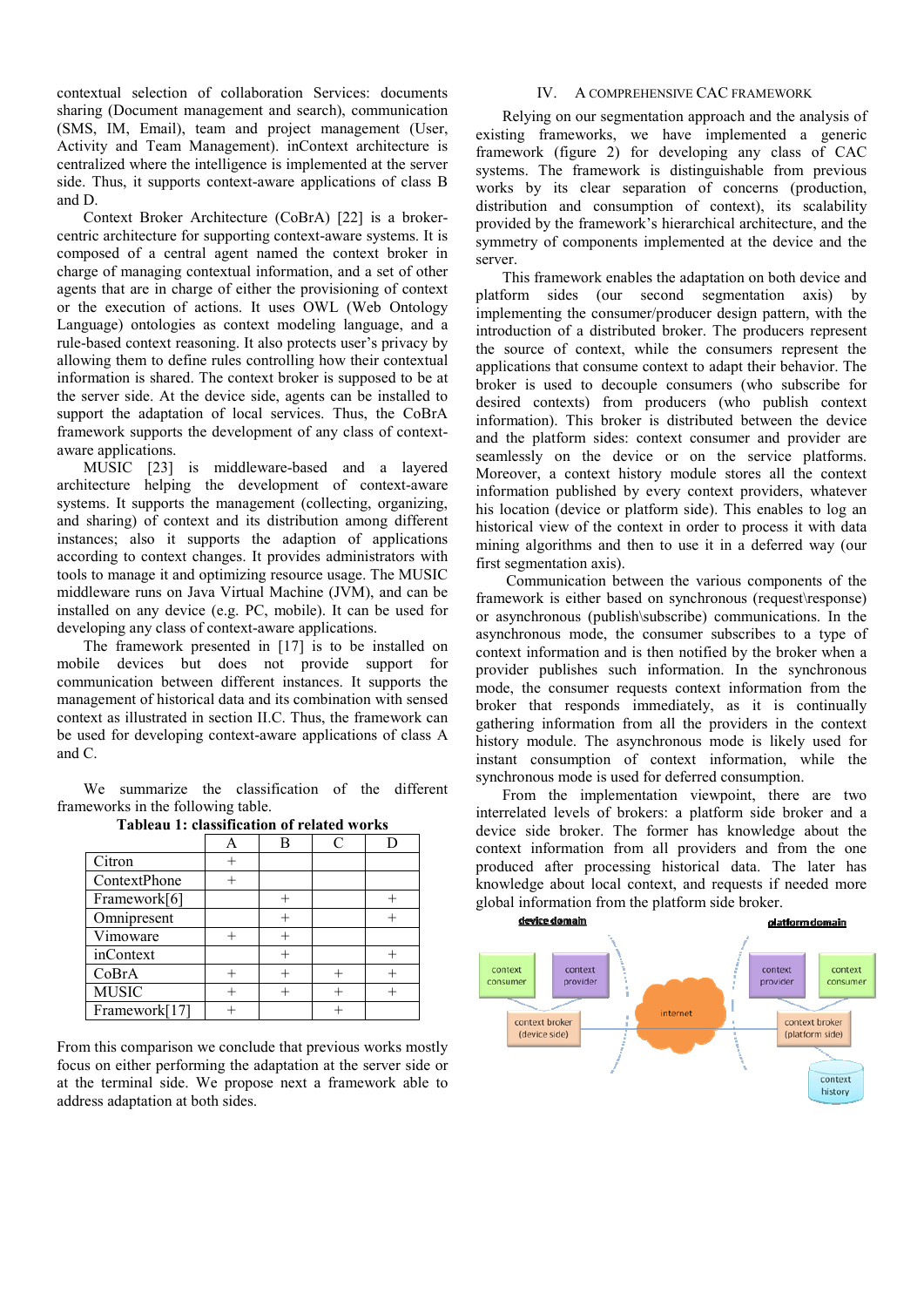contextual selection of collaboration Services: documents sharing (Document management and search), communication (SMS, IM, Email), team and project management (User, Activity and Team Management). inContext architecture is centralized where the intelligence is implemented at the server side. Thus, it supports context-aware applications of class B and D.

Context Broker Architecture (CoBrA) [22] is a broker-centric architecture for supporting context-aware systems. It is composed of a central agent named the context broker in charge of managing contextual information, and a set of other agents that are in charge of either the provisioning of context or the execution of actions. It uses OWL (Web Ontology Language) ontologies as context modeling language, and a rule-based context reasoning. It also protects user's privacy by allowing them to define rules controlling how their contextual information is shared. The context broker is supposed to be at the server side. At the device side, agents can be installed to support the adaptation of local services. Thus, the CoBrA framework supports the development of any class of context-aware applications.

MUSIC [23] is middleware-based and a layered architecture helping the development of context-aware systems. It supports the management (collecting, organizing, and sharing) of context and its distribution among different instances; also it supports the adaption of applications according to context changes. It provides administrators with tools to manage it and optimizing resource usage. The MUSIC middleware runs on Java Virtual Machine (JVM), and can be installed on any device (e.g. PC, mobile). It can be used for developing any class of context-aware applications.

The framework presented in [17] is to be installed on mobile devices but does not provide support for communication between different instances. It supports the management of historical data and its combination with sensed context as illustrated in section II.C. Thus, the framework can be used for developing context-aware applications of class A and C.

We summarize the classification of the different frameworks in the following table.

**Tableau 1: classification of related works**

| | A | B | C | D |
|---|---|---|---|---|
| Citron | + | | | |
| ContextPhone | + | | | |
| Framework[6] | | + | | + |
| Omnipresent | | + | | + |
| Vimoware | + | + | | |
| inContext | | + | | + |
| CoBrA | + | + | + | + |
| MUSIC | + | + | + | + |
| Framework[17] | + | | + | |

From this comparison we conclude that previous works mostly focus on either performing the adaptation at the server side or at the terminal side. We propose next a framework able to address adaptation at both sides.

## IV. A COMPREHENSIVE CAC FRAMEWORK

Relying on our segmentation approach and the analysis of existing frameworks, we have implemented a generic framework (figure 2) for developing any class of CAC systems. The framework is distinguishable from previous works by its clear separation of concerns (production, distribution and consumption of context), its scalability provided by the framework's hierarchical architecture, and the symmetry of components implemented at the device and the server.

This framework enables the adaptation on both device and platform sides (our second segmentation axis) by implementing the consumer/producer design pattern, with the introduction of a distributed broker. The producers represent the source of context, while the consumers represent the applications that consume context to adapt their behavior. The broker is used to decouple consumers (who subscribe for desired contexts) from producers (who publish context information). This broker is distributed between the device and the platform sides: context consumer and provider are seamlessly on the device or on the service platforms. Moreover, a context history module stores all the context information published by every context providers, whatever his location (device or platform side). This enables to log an historical view of the context in order to process it with data mining algorithms and then to use it in a deferred way (our first segmentation axis).

Communication between the various components of the framework is either based on synchronous (request\response) or asynchronous (publish\subscribe) communications. In the asynchronous mode, the consumer subscribes to a type of context information and is then notified by the broker when a provider publishes such information. In the synchronous mode, the consumer requests context information from the broker that responds immediately, as it is continually gathering information from all the providers in the context history module. The asynchronous mode is likely used for instant consumption of context information, while the synchronous mode is used for deferred consumption.

From the implementation viewpoint, there are two interrelated levels of brokers: a platform side broker and a device side broker. The former has knowledge about the context information from all providers and from the one produced after processing historical data. The later has knowledge about local context, and requests if needed more global information from the platform side broker.

device domain
platform domain
context consumer
context provider
context provider
context consumer
internet
context broker (device side)
context broker (platform side)
context history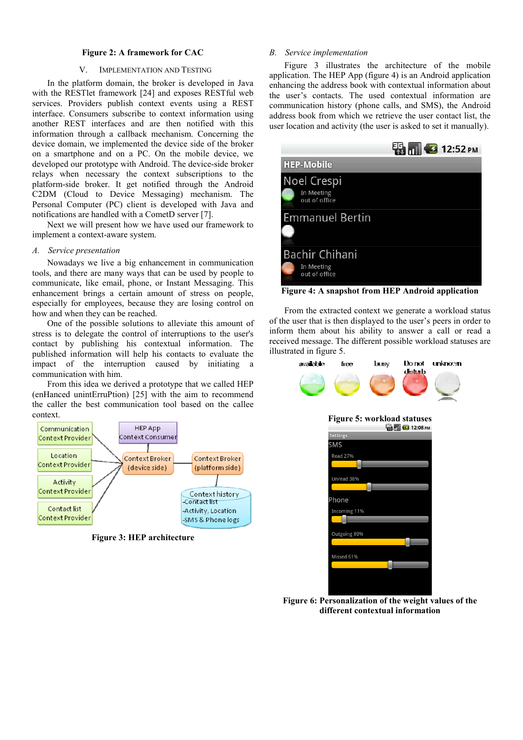**Figure 2: A framework for CAC**

## V. Implementation and Testing

In the platform domain, the broker is developed in Java with the RESTlet framework [24] and exposes RESTful web services. Providers publish context events using a REST interface. Consumers subscribe to context information using another REST interfaces and are then notified with this information through a callback mechanism. Concerning the device domain, we implemented the device side of the broker on a smartphone and on a PC. On the mobile device, we developed our prototype with Android. The device-side broker relays when necessary the context subscriptions to the platform-side broker. It get notified through the Android C2DM (Cloud to Device Messaging) mechanism. The Personal Computer (PC) client is developed with Java and notifications are handled with a CometD server [7].

Next we will present how we have used our framework to implement a context-aware system.

### A. Service presentation

Nowadays we live a big enhancement in communication tools, and there are many ways that can be used by people to communicate, like email, phone, or Instant Messaging. This enhancement brings a certain amount of stress on people, especially for employees, because they are losing control on how and when they can be reached.

One of the possible solutions to alleviate this amount of stress is to delegate the control of interruptions to the user's contact by publishing his contextual information. The published information will help his contacts to evaluate the impact of the interruption caused by initiating a communication with him.

From this idea we derived a prototype that we called HEP (enHanced unintErruPtion) [25] with the aim to recommend the caller the best communication tool based on the callee context.

**Figure 3: HEP architecture**

### B. Service implementation

Figure 3 illustrates the architecture of the mobile application. The HEP App (figure 4) is an Android application enhancing the address book with contextual information about the user's contacts. The used contextual information are communication history (phone calls, and SMS), the Android address book from which we retrieve the user contact list, the user location and activity (the user is asked to set it manually).

**Figure 4: A snapshot from HEP Android application**

From the extracted context we generate a workload status of the user that is then displayed to the user's peers in order to inform them about his ability to answer a call or read a received message. The different possible workload statuses are illustrated in figure 5.

**Figure 5: workload statuses**

**Figure 6: Personalization of the weight values of the different contextual information**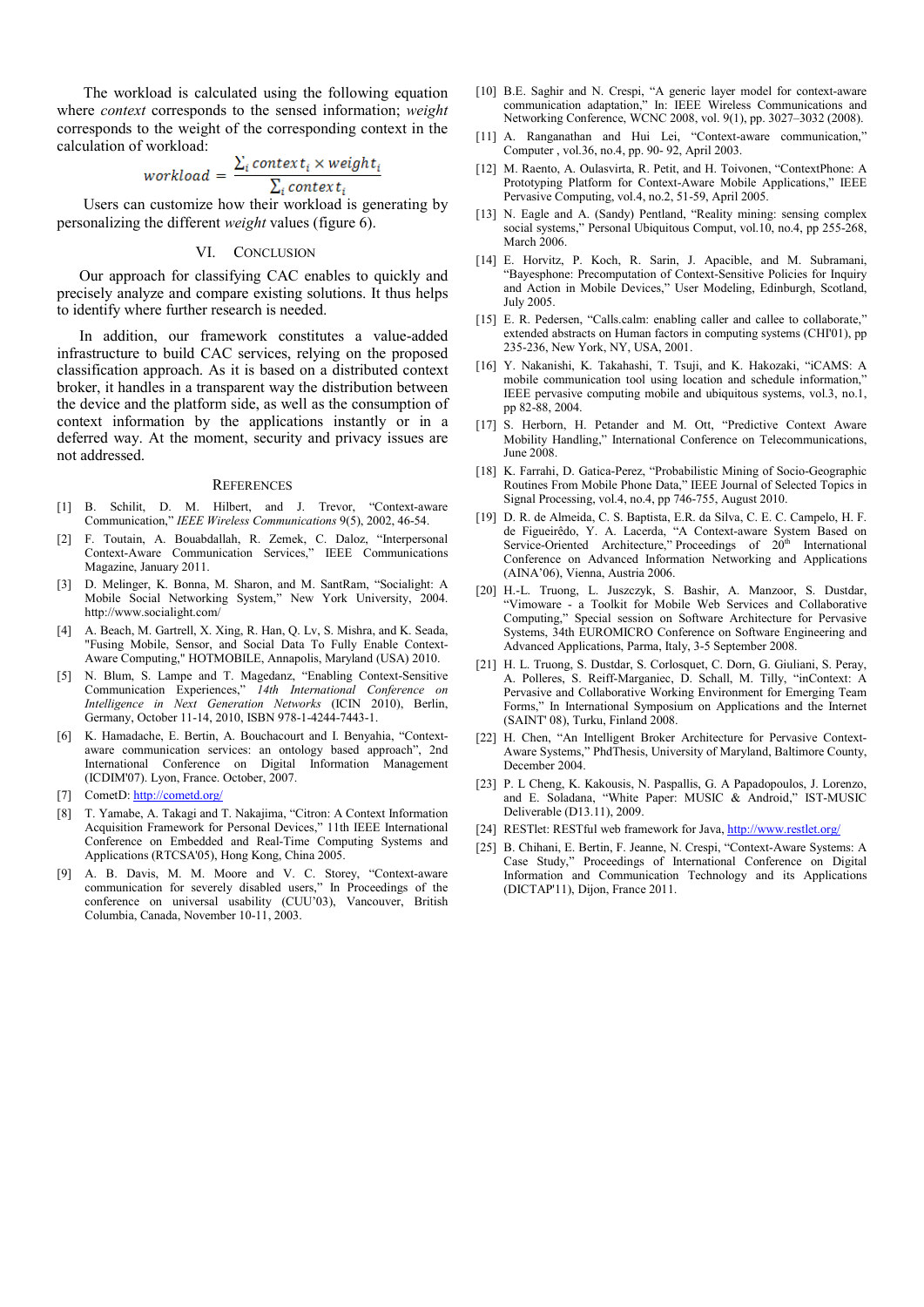The workload is calculated using the following equation where *context* corresponds to the sensed information; *weight* corresponds to the weight of the corresponding context in the calculation of workload:

$$workload = \frac{\sum_i context_i \times weight_i}{\sum_i context_i}$$

Users can customize how their workload is generating by personalizing the different *weight* values (figure 6).

## VI. Conclusion

Our approach for classifying CAC enables to quickly and precisely analyze and compare existing solutions. It thus helps to identify where further research is needed.

In addition, our framework constitutes a value-added infrastructure to build CAC services, relying on the proposed classification approach. As it is based on a distributed context broker, it handles in a transparent way the distribution between the device and the platform side, as well as the consumption of context information by the applications instantly or in a deferred way. At the moment, security and privacy issues are not addressed.

## References

[1] B. Schilit, D. M. Hilbert, and J. Trevor, "Context-aware Communication," *IEEE Wireless Communications* 9(5), 2002, 46-54.

[2] F. Toutain, A. Bouabdallah, R. Zemek, C. Daloz, "Interpersonal Context-Aware Communication Services," IEEE Communications Magazine, January 2011.

[3] D. Melinger, K. Bonna, M. Sharon, and M. SantRam, "Socialight: A Mobile Social Networking System," New York University, 2004. http://www.socialight.com/

[4] A. Beach, M. Gartrell, X. Xing, R. Han, Q. Lv, S. Mishra, and K. Seada, "Fusing Mobile, Sensor, and Social Data To Fully Enable Context-Aware Computing," HOTMOBILE, Annapolis, Maryland (USA) 2010.

[5] N. Blum, S. Lampe and T. Magedanz, "Enabling Context-Sensitive Communication Experiences," *14th International Conference on Intelligence in Next Generation Networks* (ICIN 2010), Berlin, Germany, October 11-14, 2010, ISBN 978-1-4244-7443-1.

[6] K. Hamadache, E. Bertin, A. Bouchacourt and I. Benyahia, "Context-aware communication services: an ontology based approach", 2nd International Conference on Digital Information Management (ICDIM'07). Lyon, France. October, 2007.

[7] CometD: http://cometd.org/

[8] T. Yamabe, A. Takagi and T. Nakajima, "Citron: A Context Information Acquisition Framework for Personal Devices," 11th IEEE International Conference on Embedded and Real-Time Computing Systems and Applications (RTCSA'05), Hong Kong, China 2005.

[9] A. B. Davis, M. M. Moore and V. C. Storey, "Context-aware communication for severely disabled users," In Proceedings of the conference on universal usability (CUU'03), Vancouver, British Columbia, Canada, November 10-11, 2003.

[10] B.E. Saghir and N. Crespi, "A generic layer model for context-aware communication adaptation," In: IEEE Wireless Communications and Networking Conference, WCNC 2008, vol. 9(1), pp. 3027–3032 (2008).

[11] A. Ranganathan and Hui Lei, "Context-aware communication," Computer , vol.36, no.4, pp. 90- 92, April 2003.

[12] M. Raento, A. Oulasvirta, R. Petit, and H. Toivonen, "ContextPhone: A Prototyping Platform for Context-Aware Mobile Applications," IEEE Pervasive Computing, vol.4, no.2, 51-59, April 2005.

[13] N. Eagle and A. (Sandy) Pentland, "Reality mining: sensing complex social systems," Personal Ubiquitous Comput, vol.10, no.4, pp 255-268, March 2006.

[14] E. Horvitz, P. Koch, R. Sarin, J. Apicible, and M. Subramani, "Bayesphone: Precomputation of Context-Sensitive Policies for Inquiry and Action in Mobile Devices," User Modeling, Edinburgh, Scotland, July 2005.

[15] E. R. Pedersen, "Calls.calm: enabling caller and callee to collaborate," extended abstracts on Human factors in computing systems (CHI'01), pp 235-236, New York, NY, USA, 2001.

[16] Y. Nakanishi, K. Takahashi, T. Tsuji, and K. Hakozaki, "iCAMS: A mobile communication tool using location and schedule information," IEEE pervasive computing mobile and ubiquitous systems, vol.3, no.1, pp 82-88, 2004.

[17] S. Herborn, H. Petander and M. Ott, "Predictive Context Aware Mobility Handling," International Conference on Telecommunications, June 2008.

[18] K. Farrahi, D. Gatica-Perez, "Probabilistic Mining of Socio-Geographic Routines From Mobile Phone Data," IEEE Journal of Selected Topics in Signal Processing, vol.4, no.4, pp 746-755, August 2010.

[19] D. R. de Almeida, C. S. Baptista, E.R. da Silva, C. E. C. Campelo, H. F. de Figueirêdo, Y. A. Lacerda, "A Context-aware System Based on Service-Oriented Architecture," Proceedings of 20th International Conference on Advanced Information Networking and Applications (AINA'06), Vienna, Austria 2006.

[20] H.-L. Truong, L. Juszczyk, S. Bashir, A. Manzoor, S. Dustdar, "Vimoware - a Toolkit for Mobile Web Services and Collaborative Computing," Special session on Software Architecture for Pervasive Systems, 34th EUROMICRO Conference on Software Engineering and Advanced Applications, Parma, Italy, 3-5 September 2008.

[21] H. L. Truong, S. Dustdar, S. Corlosquet, C. Dorn, G. Giuliani, S. Peray, A. Polleres, S. Reiff-Marganiec, D. Schall, M. Tilly, "inContext: A Pervasive and Collaborative Working Environment for Emerging Team Forms," In International Symposium on Applications and the Internet (SAINT' 08), Turku, Finland 2008.

[22] H. Chen, "An Intelligent Broker Architecture for Pervasive Context-Aware Systems," PhdThesis, University of Maryland, Baltimore County, December 2004.

[23] P. L Cheng, K. Kakousis, N. Paspallis, G. A Papadopoulos, J. Lorenzo, and E. Soladana, "White Paper: MUSIC & Android," IST-MUSIC Deliverable (D13.11), 2009.

[24] RESTlet: RESTful web framework for Java, http://www.restlet.org/

[25] B. Chihani, E. Bertin, F. Jeanne, N. Crespi, "Context-Aware Systems: A Case Study," Proceedings of International Conference on Digital Information and Communication Technology and its Applications (DICTAP'11), Dijon, France 2011.